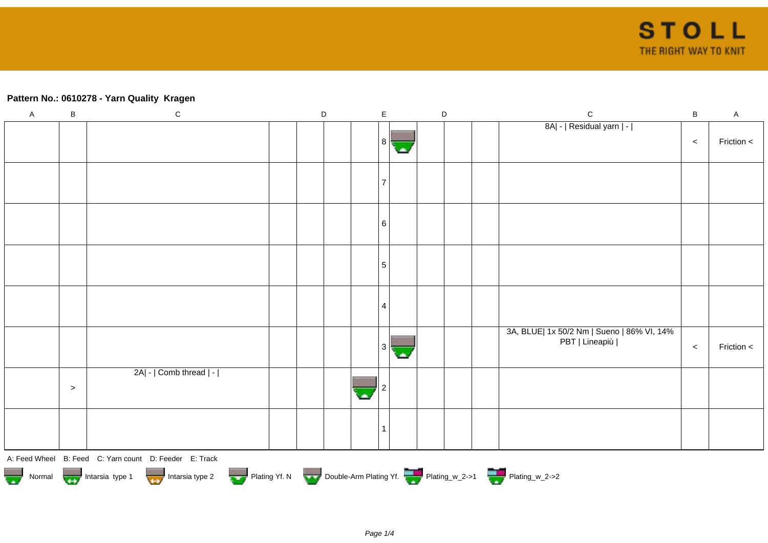**Pattern No.: 0610278 - Yarn Quality Kragen**

| A | B | C | D | D | D | D | E | D | D | D | D | C | B | A |
|---|---|---|---|---|---|---|---|---|---|---|---|---|---|---|
| | | | | | | | 8 | | | | | 8A\| - \| Residual yarn \| - \| | < | Friction < |
| | | | | | | | 7 | | | | | | | |
| | | | | | | | 6 | | | | | | | |
| | | | | | | | 5 | | | | | | | |
| | | | | | | | 4 | | | | | | | |
| | | | | | | | 3 | | | | | 3A, BLUE\| 1x 50/2 Nm \| Sueno \| 86% VI, 14% PBT \| Lineapiù \| | < | Friction < |
| | > | 2A\| - \| Comb thread \| - \| | | | | | 2 | | | | | | | |
| | | | | | | | 1 | | | | | | | |

A: Feed Wheel B: Feed C: Yarn count D: Feeder E: Track

Normal Intarsia type 1 Intarsia type 2 Plating Yf. N Double-Arm Plating Yf. Plating_w_2->1 Plating_w_2->2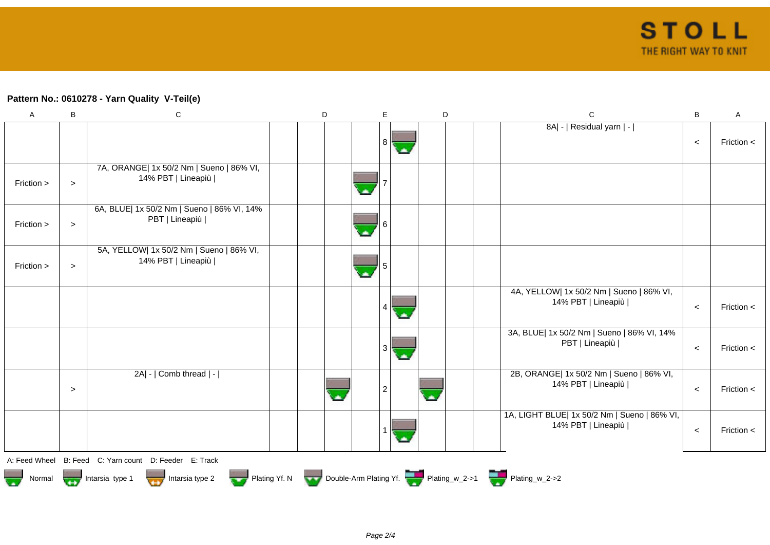## Pattern No.: 0610278 - Yarn Quality  V-Teil(e)

| A | B | C | D | D | D | D | E | D | D | D | C | B | A |
|---|---|---|---|---|---|---|---|---|---|---|---|---|---|
| | | | | | | | 8 | | | | 8A\| - \| Residual yarn \| - \| | < | Friction < |
| Friction > | > | 7A, ORANGE\| 1x 50/2 Nm \| Sueno \| 86% VI, 14% PBT \| Lineapiù \| | | | | | 7 | | | | | | |
| Friction > | > | 6A, BLUE\| 1x 50/2 Nm \| Sueno \| 86% VI, 14% PBT \| Lineapiù \| | | | | | 6 | | | | | | |
| Friction > | > | 5A, YELLOW\| 1x 50/2 Nm \| Sueno \| 86% VI, 14% PBT \| Lineapiù \| | | | | | 5 | | | | | | |
| | | | | | | | 4 | | | | 4A, YELLOW\| 1x 50/2 Nm \| Sueno \| 86% VI, 14% PBT \| Lineapiù \| | < | Friction < |
| | | | | | | | 3 | | | | 3A, BLUE\| 1x 50/2 Nm \| Sueno \| 86% VI, 14% PBT \| Lineapiù \| | < | Friction < |
| | > | 2A\| - \| Comb thread \| - \| | | | | | 2 | | | | 2B, ORANGE\| 1x 50/2 Nm \| Sueno \| 86% VI, 14% PBT \| Lineapiù \| | < | Friction < |
| | | | | | | | 1 | | | | 1A, LIGHT BLUE\| 1x 50/2 Nm \| Sueno \| 86% VI, 14% PBT \| Lineapiù \| | < | Friction < |

A: Feed Wheel   B: Feed   C: Yarn count   D: Feeder   E: Track

Normal   Intarsia type 1   Intarsia type 2   Plating Yf. N   Double-Arm Plating Yf.   Plating_w_2->1   Plating_w_2->2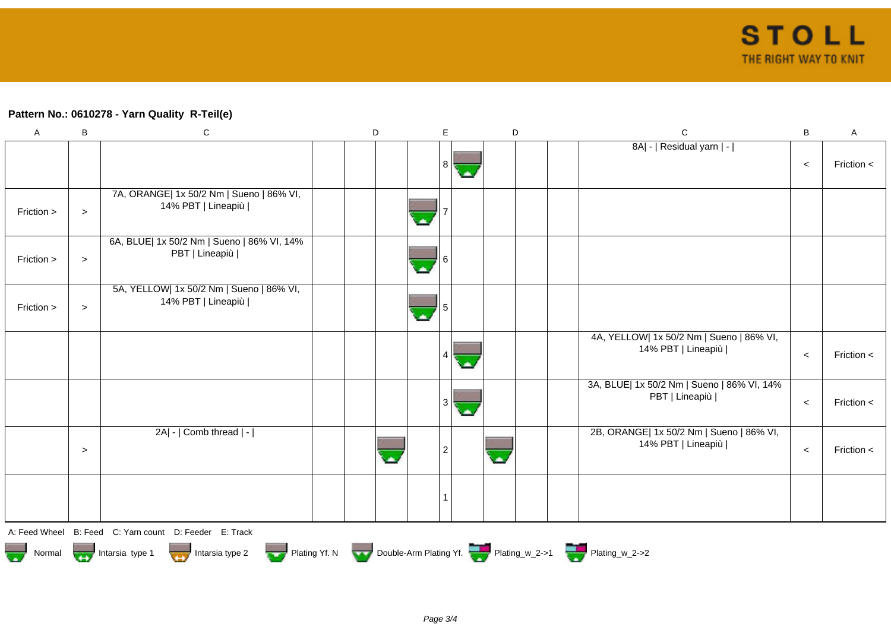**Pattern No.: 0610278 - Yarn Quality  R-Teil(e)**

| A | B | C | D | D | D | D | E | D | D | D | D | C | B | A |
|---|---|---|---|---|---|---|---|---|---|---|---|---|---|---|
| | | | | | | | 8 | | | | | 8A\| - \| Residual yarn \| - \| | < | Friction < |
| Friction > | > | 7A, ORANGE\| 1x 50/2 Nm \| Sueno \| 86% VI, 14% PBT \| Lineapiù \| | | | | | 7 | | | | | | | |
| Friction > | > | 6A, BLUE\| 1x 50/2 Nm \| Sueno \| 86% VI, 14% PBT \| Lineapiù \| | | | | | 6 | | | | | | | |
| Friction > | > | 5A, YELLOW\| 1x 50/2 Nm \| Sueno \| 86% VI, 14% PBT \| Lineapiù \| | | | | | 5 | | | | | | | |
| | | | | | | | 4 | | | | | 4A, YELLOW\| 1x 50/2 Nm \| Sueno \| 86% VI, 14% PBT \| Lineapiù \| | < | Friction < |
| | | | | | | | 3 | | | | | 3A, BLUE\| 1x 50/2 Nm \| Sueno \| 86% VI, 14% PBT \| Lineapiù \| | < | Friction < |
| | > | 2A\| - \| Comb thread \| - \| | | | | | 2 | | | | | 2B, ORANGE\| 1x 50/2 Nm \| Sueno \| 86% VI, 14% PBT \| Lineapiù \| | < | Friction < |
| | | | | | | | 1 | | | | | | | |

A: Feed Wheel   B: Feed   C: Yarn count   D: Feeder   E: Track

Normal   Intarsia type 1   Intarsia type 2   Plating Yf. N   Double-Arm Plating Yf.   Plating_w_2->1   Plating_w_2->2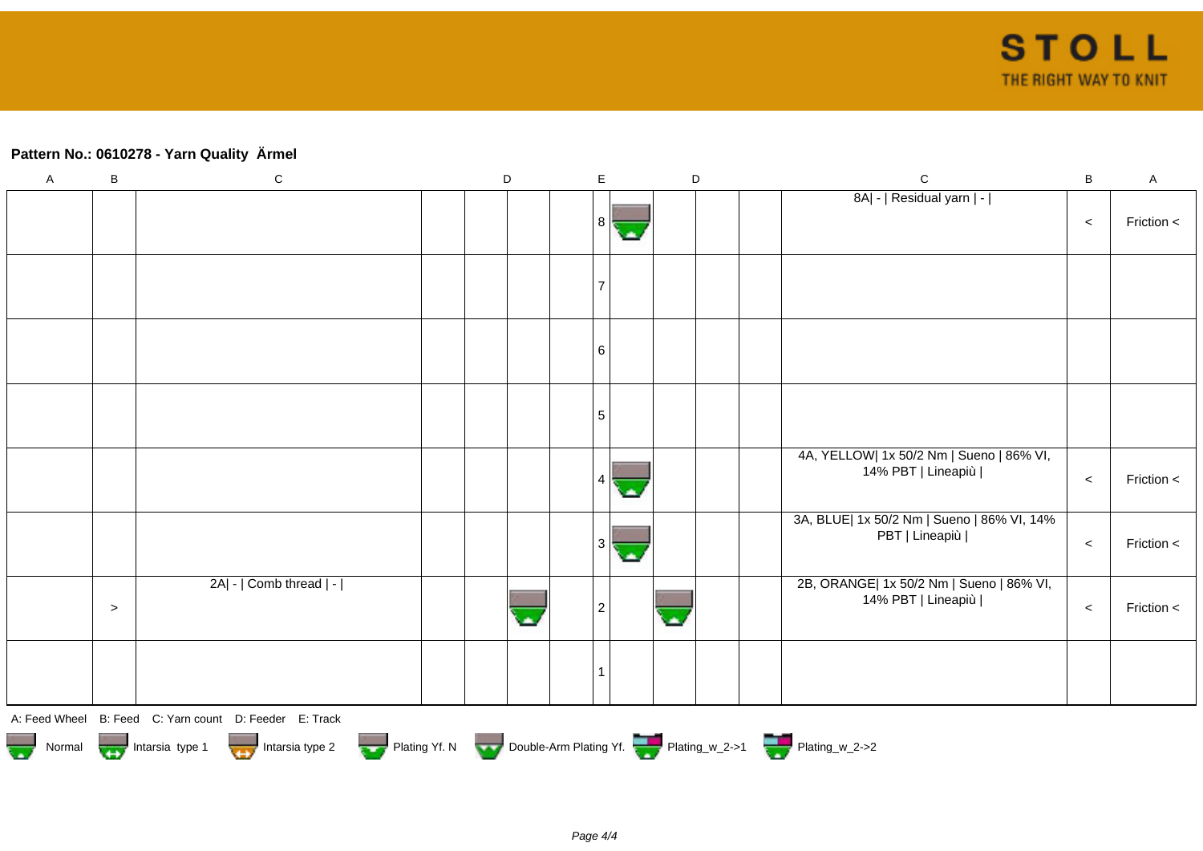**Pattern No.: 0610278 - Yarn Quality  Ärmel**

| A | B | C | D | D | D | D | E | D | D | D | D | C | B | A |
|---|---|---|---|---|---|---|---|---|---|---|---|---|---|---|
| | | | | | | | 8 | | | | | 8A\| - \| Residual yarn \| - \| | < | Friction < |
| | | | | | | | 7 | | | | | | | |
| | | | | | | | 6 | | | | | | | |
| | | | | | | | 5 | | | | | | | |
| | | | | | | | 4 | | | | | 4A, YELLOW\| 1x 50/2 Nm \| Sueno \| 86% VI, 14% PBT \| Lineapiù \| | < | Friction < |
| | | | | | | | 3 | | | | | 3A, BLUE\| 1x 50/2 Nm \| Sueno \| 86% VI, 14% PBT \| Lineapiù \| | < | Friction < |
| | > | 2A\| - \| Comb thread \| - \| | | | | | 2 | | | | | 2B, ORANGE\| 1x 50/2 Nm \| Sueno \| 86% VI, 14% PBT \| Lineapiù \| | < | Friction < |
| | | | | | | | 1 | | | | | | | |

A: Feed Wheel   B: Feed   C: Yarn count   D: Feeder   E: Track

Normal   Intarsia type 1   Intarsia type 2   Plating Yf. N   Double-Arm Plating Yf.   Plating_w_2->1   Plating_w_2->2